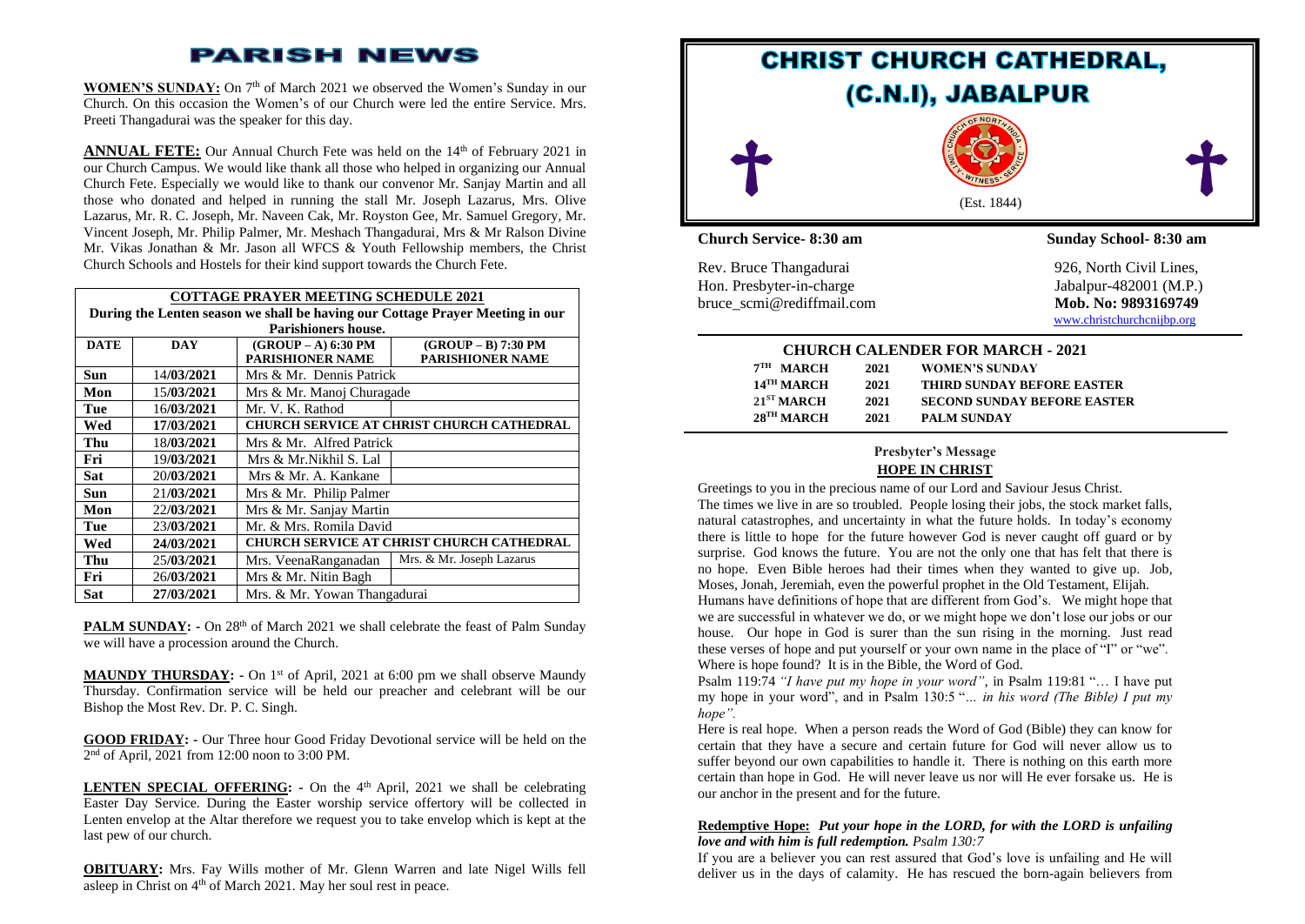# PARISH NEWS

**WOMEN'S SUNDAY:** On 7th of March 2021 we observed the Women's Sunday in our Church. On this occasion the Women's of our Church were led the entire Service. Mrs. Preeti Thangadurai was the speaker for this day.

**ANNUAL FETE:** Our Annual Church Fete was held on the 14th of February 2021 in our Church Campus. We would like thank all those who helped in organizing our Annual Church Fete. Especially we would like to thank our convenor Mr. Sanjay Martin and all those who donated and helped in running the stall Mr. Joseph Lazarus, Mrs. Olive Lazarus, Mr. R. C. Joseph, Mr. Naveen Cak, Mr. Royston Gee, Mr. Samuel Gregory, Mr. Vincent Joseph, Mr. Philip Palmer, Mr. Meshach Thangadurai, Mrs & Mr Ralson Divine Mr. Vikas Jonathan & Mr. Jason all WFCS & Youth Fellowship members, the Christ Church Schools and Hostels for their kind support towards the Church Fete.

**COTTAGE PRAYER MEETING SCHEDULE 2021**

**During the Lenten season we shall be having our Cottage Prayer Meeting in our Parishioners house.**

| DATE | DAY | (GROUP – A) 6:30 PM PARISHIONER NAME | (GROUP – B) 7:30 PM PARISHIONER NAME |
|---|---|---|---|
| Sun | 14/03/2021 | Mrs & Mr. Dennis Patrick | |
| Mon | 15/03/2021 | Mrs & Mr. Manoj Churagade | |
| Tue | 16/03/2021 | Mr. V. K. Rathod | |
| Wed | 17/03/2021 | CHURCH SERVICE AT CHRIST CHURCH CATHEDRAL | |
| Thu | 18/03/2021 | Mrs & Mr. Alfred Patrick | |
| Fri | 19/03/2021 | Mrs & Mr.Nikhil S. Lal | |
| Sat | 20/03/2021 | Mrs & Mr. A. Kankane | |
| Sun | 21/03/2021 | Mrs & Mr. Philip Palmer | |
| Mon | 22/03/2021 | Mrs & Mr. Sanjay Martin | |
| Tue | 23/03/2021 | Mr. & Mrs. Romila David | |
| Wed | 24/03/2021 | CHURCH SERVICE AT CHRIST CHURCH CATHEDRAL | |
| Thu | 25/03/2021 | Mrs. VeenaRanganadan | Mrs. & Mr. Joseph Lazarus |
| Fri | 26/03/2021 | Mrs & Mr. Nitin Bagh | |
| Sat | 27/03/2021 | Mrs. & Mr. Yowan Thangadurai | |

**PALM SUNDAY: -** On 28th of March 2021 we shall celebrate the feast of Palm Sunday we will have a procession around the Church.

**MAUNDY THURSDAY: -** On 1st of April, 2021 at 6:00 pm we shall observe Maundy Thursday. Confirmation service will be held our preacher and celebrant will be our Bishop the Most Rev. Dr. P. C. Singh.

**GOOD FRIDAY: -** Our Three hour Good Friday Devotional service will be held on the 2nd of April, 2021 from 12:00 noon to 3:00 PM.

**LENTEN SPECIAL OFFERING: -** On the 4th April, 2021 we shall be celebrating Easter Day Service. During the Easter worship service offertory will be collected in Lenten envelop at the Altar therefore we request you to take envelop which is kept at the last pew of our church.

**OBITUARY:** Mrs. Fay Wills mother of Mr. Glenn Warren and late Nigel Wills fell asleep in Christ on 4th of March 2021. May her soul rest in peace.

# CHRIST CHURCH CATHEDRAL, (C.N.I), JABALPUR

(Est. 1844)

**Church Service- 8:30 am** | **Sunday School- 8:30 am**

Rev. Bruce Thangadurai
Hon. Presbyter-in-charge
bruce_scmi@rediffmail.com

926, North Civil Lines,
Jabalpur-482001 (M.P.)
**Mob. No: 9893169749**
www.christchurchcnijbp.org

## CHURCH CALENDER FOR MARCH - 2021

| | | |
|---|---|---|
| 7TH MARCH | 2021 | WOMEN'S SUNDAY |
| 14TH MARCH | 2021 | THIRD SUNDAY BEFORE EASTER |
| 21ST MARCH | 2021 | SECOND SUNDAY BEFORE EASTER |
| 28TH MARCH | 2021 | PALM SUNDAY |

### Presbyter's Message

### HOPE IN CHRIST

Greetings to you in the precious name of our Lord and Saviour Jesus Christ.

The times we live in are so troubled. People losing their jobs, the stock market falls, natural catastrophes, and uncertainty in what the future holds. In today's economy there is little to hope for the future however God is never caught off guard or by surprise. God knows the future. You are not the only one that has felt that there is no hope. Even Bible heroes had their times when they wanted to give up. Job, Moses, Jonah, Jeremiah, even the powerful prophet in the Old Testament, Elijah.

Humans have definitions of hope that are different from God's. We might hope that we are successful in whatever we do, or we might hope we don't lose our jobs or our house. Our hope in God is surer than the sun rising in the morning. Just read these verses of hope and put yourself or your own name in the place of "I" or "we". Where is hope found? It is in the Bible, the Word of God.

Psalm 119:74 *"I have put my hope in your word"*, in Psalm 119:81 "… I have put my hope in your word", and in Psalm 130:5 "*… in his word (The Bible) I put my hope".*

Here is real hope. When a person reads the Word of God (Bible) they can know for certain that they have a secure and certain future for God will never allow us to suffer beyond our own capabilities to handle it. There is nothing on this earth more certain than hope in God. He will never leave us nor will He ever forsake us. He is our anchor in the present and for the future.

**Redemptive Hope:** ***Put your hope in the LORD, for with the LORD is unfailing love and with him is full redemption. Psalm 130:7***

If you are a believer you can rest assured that God's love is unfailing and He will deliver us in the days of calamity. He has rescued the born-again believers from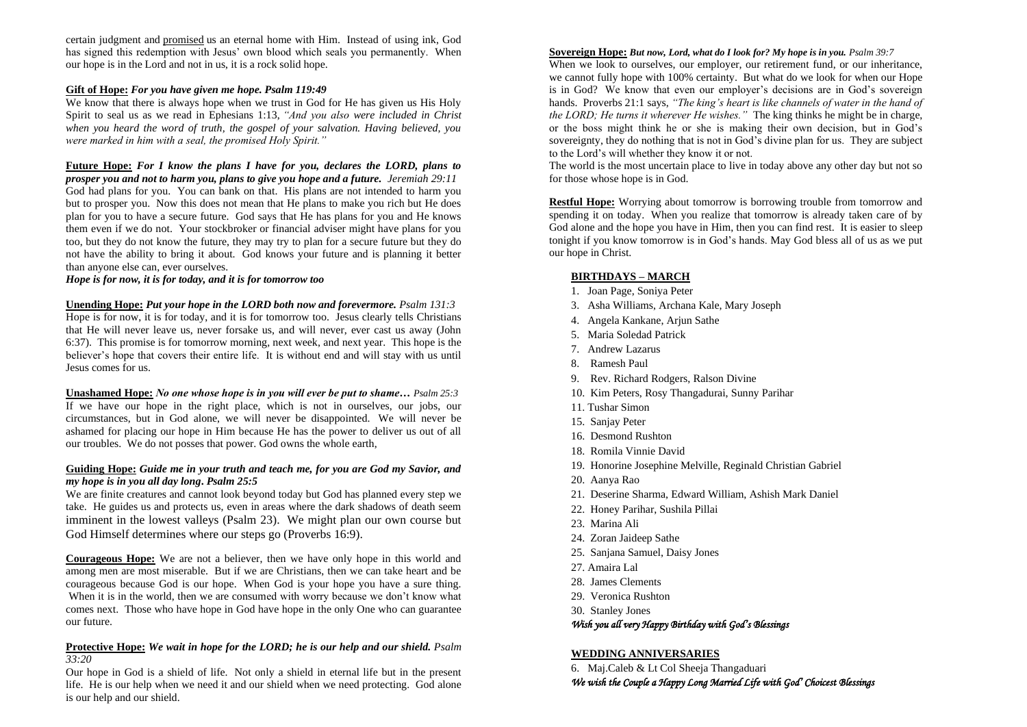certain judgment and promised us an eternal home with Him. Instead of using ink, God has signed this redemption with Jesus' own blood which seals you permanently. When our hope is in the Lord and not in us, it is a rock solid hope.

**Gift of Hope:** ***For you have given me hope. Psalm 119:49***

We know that there is always hope when we trust in God for He has given us His Holy Spirit to seal us as we read in Ephesians 1:13, *"And you also were included in Christ when you heard the word of truth, the gospel of your salvation. Having believed, you were marked in him with a seal, the promised Holy Spirit."*

**Future Hope:** ***For I know the plans I have for you, declares the LORD, plans to prosper you and not to harm you, plans to give you hope and a future.*** *Jeremiah 29:11*

God had plans for you. You can bank on that. His plans are not intended to harm you but to prosper you. Now this does not mean that He plans to make you rich but He does plan for you to have a secure future. God says that He has plans for you and He knows them even if we do not. Your stockbroker or financial adviser might have plans for you too, but they do not know the future, they may try to plan for a secure future but they do not have the ability to bring it about. God knows your future and is planning it better than anyone else can, ever ourselves.

***Hope is for now, it is for today, and it is for tomorrow too***

**Unending Hope:** ***Put your hope in the LORD both now and forevermore. Psalm 131:3***

Hope is for now, it is for today, and it is for tomorrow too. Jesus clearly tells Christians that He will never leave us, never forsake us, and will never, ever cast us away (John 6:37). This promise is for tomorrow morning, next week, and next year. This hope is the believer's hope that covers their entire life. It is without end and will stay with us until Jesus comes for us.

**Unashamed Hope:** ***No one whose hope is in you will ever be put to shame…*** *Psalm 25:3*

If we have our hope in the right place, which is not in ourselves, our jobs, our circumstances, but in God alone, we will never be disappointed. We will never be ashamed for placing our hope in Him because He has the power to deliver us out of all our troubles. We do not posses that power. God owns the whole earth,

**Guiding Hope:** ***Guide me in your truth and teach me, for you are God my Savior, and my hope is in you all day long. Psalm 25:5***

We are finite creatures and cannot look beyond today but God has planned every step we take. He guides us and protects us, even in areas where the dark shadows of death seem imminent in the lowest valleys (Psalm 23). We might plan our own course but God Himself determines where our steps go (Proverbs 16:9).

**Courageous Hope:** We are not a believer, then we have only hope in this world and among men are most miserable. But if we are Christians, then we can take heart and be courageous because God is our hope. When God is your hope you have a sure thing. When it is in the world, then we are consumed with worry because we don't know what comes next. Those who have hope in God have hope in the only One who can guarantee our future.

**Protective Hope:** ***We wait in hope for the LORD; he is our help and our shield. Psalm 33:20***

Our hope in God is a shield of life. Not only a shield in eternal life but in the present life. He is our help when we need it and our shield when we need protecting. God alone is our help and our shield.

**Sovereign Hope:** ***But now, Lord, what do I look for? My hope is in you.*** *Psalm 39:7*

When we look to ourselves, our employer, our retirement fund, or our inheritance, we cannot fully hope with 100% certainty. But what do we look for when our Hope is in God? We know that even our employer's decisions are in God's sovereign hands. Proverbs 21:1 says, *"The king's heart is like channels of water in the hand of the LORD; He turns it wherever He wishes."* The king thinks he might be in charge, or the boss might think he or she is making their own decision, but in God's sovereignty, they do nothing that is not in God's divine plan for us. They are subject to the Lord's will whether they know it or not.

The world is the most uncertain place to live in today above any other day but not so for those whose hope is in God.

**Restful Hope:** Worrying about tomorrow is borrowing trouble from tomorrow and spending it on today. When you realize that tomorrow is already taken care of by God alone and the hope you have in Him, then you can find rest. It is easier to sleep tonight if you know tomorrow is in God's hands. May God bless all of us as we put our hope in Christ.

**BIRTHDAYS – MARCH**

1. Joan Page, Soniya Peter
3. Asha Williams, Archana Kale, Mary Joseph
4. Angela Kankane, Arjun Sathe
5. Maria Soledad Patrick
7. Andrew Lazarus
8. Ramesh Paul
9. Rev. Richard Rodgers, Ralson Divine
10. Kim Peters, Rosy Thangadurai, Sunny Parihar
11. Tushar Simon
15. Sanjay Peter
16. Desmond Rushton
18. Romila Vinnie David
19. Honorine Josephine Melville, Reginald Christian Gabriel
20. Aanya Rao
21. Deserine Sharma, Edward William, Ashish Mark Daniel
22. Honey Parihar, Sushila Pillai
23. Marina Ali
24. Zoran Jaideep Sathe
25. Sanjana Samuel, Daisy Jones
27. Amaira Lal
28. James Clements
29. Veronica Rushton
30. Stanley Jones

*Wish you all very Happy Birthday with God's Blessings*

**WEDDING ANNIVERSARIES**

6. Maj.Caleb & Lt Col Sheeja Thangaduari

*We wish the Couple a Happy Long Married Life with God' Choicest Blessings*